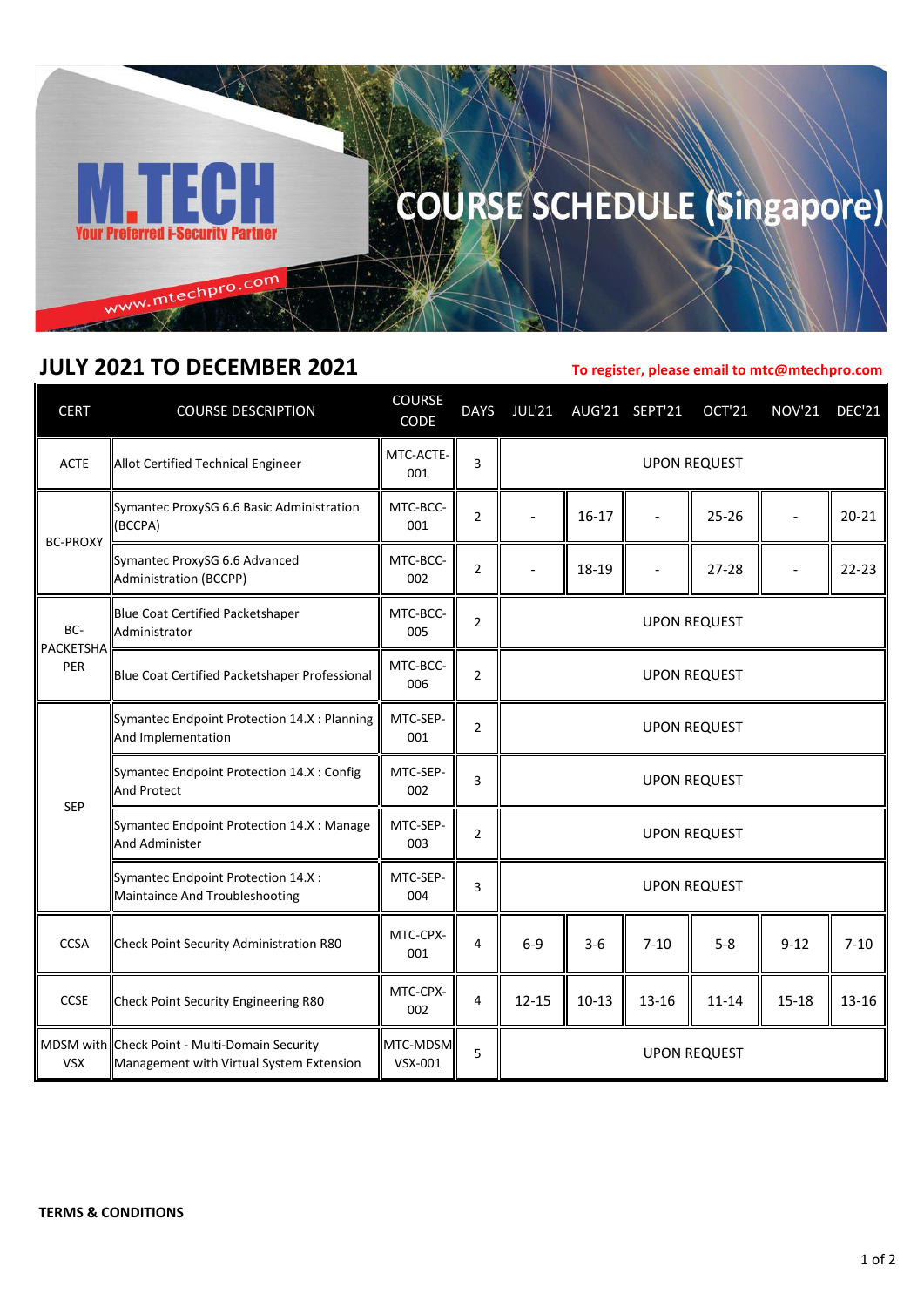# M.TECH

Your Preferred i-Security Partner

www.mtechpro.com

# COURSE SCHEDULE (Singapore)

## JULY 2021 TO DECEMBER 2021

**To register, please email to mtc@mtechpro.com**

| CERT | COURSE DESCRIPTION | COURSE CODE | DAYS | JUL'21 | AUG'21 | SEPT'21 | OCT'21 | NOV'21 | DEC'21 |
|---|---|---|---|---|---|---|---|---|---|
| ACTE | Allot Certified Technical Engineer | MTC-ACTE-001 | 3 | UPON REQUEST | | | | | |
| BC-PROXY | Symantec ProxySG 6.6 Basic Administration (BCCPA) | MTC-BCC-001 | 2 | - | 16-17 | - | 25-26 | - | 20-21 |
| | Symantec ProxySG 6.6 Advanced Administration (BCCPP) | MTC-BCC-002 | 2 | - | 18-19 | - | 27-28 | - | 22-23 |
| BC-PACKETSHAPER | Blue Coat Certified Packetshaper Administrator | MTC-BCC-005 | 2 | UPON REQUEST | | | | | |
| | Blue Coat Certified Packetshaper Professional | MTC-BCC-006 | 2 | UPON REQUEST | | | | | |
| SEP | Symantec Endpoint Protection 14.X : Planning And Implementation | MTC-SEP-001 | 2 | UPON REQUEST | | | | | |
| | Symantec Endpoint Protection 14.X : Config And Protect | MTC-SEP-002 | 3 | UPON REQUEST | | | | | |
| | Symantec Endpoint Protection 14.X : Manage And Administer | MTC-SEP-003 | 2 | UPON REQUEST | | | | | |
| | Symantec Endpoint Protection 14.X : Maintaince And Troubleshooting | MTC-SEP-004 | 3 | UPON REQUEST | | | | | |
| CCSA | Check Point Security Administration R80 | MTC-CPX-001 | 4 | 6-9 | 3-6 | 7-10 | 5-8 | 9-12 | 7-10 |
| CCSE | Check Point Security Engineering R80 | MTC-CPX-002 | 4 | 12-15 | 10-13 | 13-16 | 11-14 | 15-18 | 13-16 |
| MDSM with VSX | Check Point - Multi-Domain Security Management with Virtual System Extension | MTC-MDSM VSX-001 | 5 | UPON REQUEST | | | | | |

**TERMS & CONDITIONS**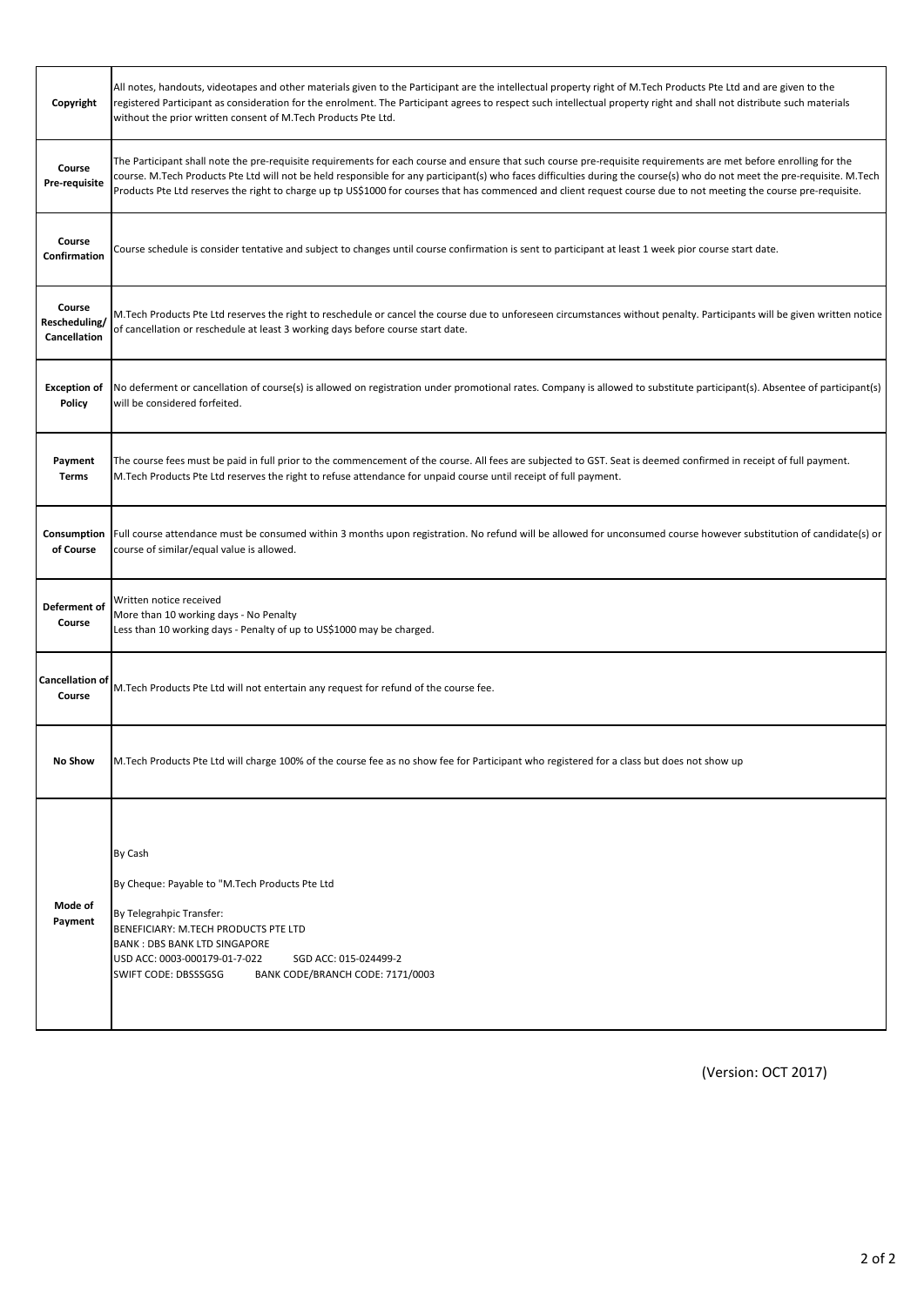| | |
|---|---|
| **Copyright** | All notes, handouts, videotapes and other materials given to the Participant are the intellectual property right of M.Tech Products Pte Ltd and are given to the registered Participant as consideration for the enrolment. The Participant agrees to respect such intellectual property right and shall not distribute such materials without the prior written consent of M.Tech Products Pte Ltd. |
| **Course Pre-requisite** | The Participant shall note the pre-requisite requirements for each course and ensure that such course pre-requisite requirements are met before enrolling for the course. M.Tech Products Pte Ltd will not be held responsible for any participant(s) who faces difficulties during the course(s) who do not meet the pre-requisite. M.Tech Products Pte Ltd reserves the right to charge up tp US$1000 for courses that has commenced and client request course due to not meeting the course pre-requisite. |
| **Course Confirmation** | Course schedule is consider tentative and subject to changes until course confirmation is sent to participant at least 1 week pior course start date. |
| **Course Rescheduling/ Cancellation** | M.Tech Products Pte Ltd reserves the right to reschedule or cancel the course due to unforeseen circumstances without penalty. Participants will be given written notice of cancellation or reschedule at least 3 working days before course start date. |
| **Exception of Policy** | No deferment or cancellation of course(s) is allowed on registration under promotional rates. Company is allowed to substitute participant(s). Absentee of participant(s) will be considered forfeited. |
| **Payment Terms** | The course fees must be paid in full prior to the commencement of the course. All fees are subjected to GST. Seat is deemed confirmed in receipt of full payment. M.Tech Products Pte Ltd reserves the right to refuse attendance for unpaid course until receipt of full payment. |
| **Consumption of Course** | Full course attendance must be consumed within 3 months upon registration. No refund will be allowed for unconsumed course however substitution of candidate(s) or course of similar/equal value is allowed. |
| **Deferment of Course** | Written notice received<br>More than 10 working days - No Penalty<br>Less than 10 working days - Penalty of up to US$1000 may be charged. |
| **Cancellation of Course** | M.Tech Products Pte Ltd will not entertain any request for refund of the course fee. |
| **No Show** | M.Tech Products Pte Ltd will charge 100% of the course fee as no show fee for Participant who registered for a class but does not show up |
| **Mode of Payment** | By Cash<br><br>By Cheque: Payable to "M.Tech Products Pte Ltd<br><br>By Telegrahpic Transfer:<br>BENEFICIARY: M.TECH PRODUCTS PTE LTD<br>BANK : DBS BANK LTD SINGAPORE<br>USD ACC: 0003-000179-01-7-022 SGD ACC: 015-024499-2<br>SWIFT CODE: DBSSSGSG BANK CODE/BRANCH CODE: 7171/0003 |

(Version: OCT 2017)